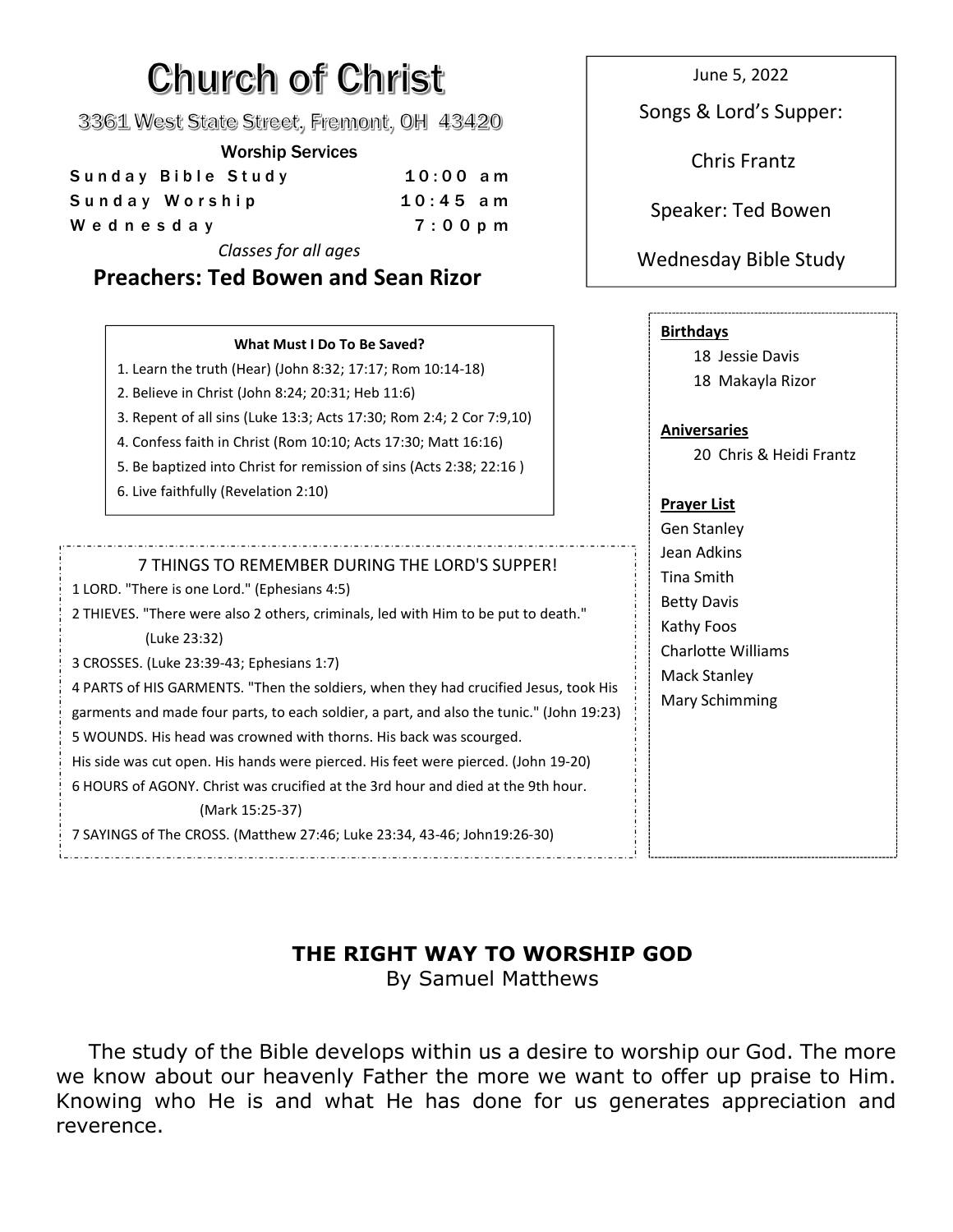# Church of Christ

3361 West State Street, Fremont, OH 43420

**Worship Services**

| | |
|---|---|
| Sunday Bible Study | 10:00 am |
| Sunday Worship | 10:45 am |
| Wednesday | 7:00pm |

*Classes for all ages*

## Preachers: Ted Bowen and Sean Rizor

June 5, 2022

Songs & Lord's Supper:

Chris Frantz

Speaker: Ted Bowen

Wednesday Bible Study

**What Must I Do To Be Saved?**

1. Learn the truth (Hear) (John 8:32; 17:17; Rom 10:14-18)
2. Believe in Christ (John 8:24; 20:31; Heb 11:6)
3. Repent of all sins (Luke 13:3; Acts 17:30; Rom 2:4; 2 Cor 7:9,10)
4. Confess faith in Christ (Rom 10:10; Acts 17:30; Matt 16:16)
5. Be baptized into Christ for remission of sins (Acts 2:38; 22:16 )
6. Live faithfully (Revelation 2:10)

7 THINGS TO REMEMBER DURING THE LORD'S SUPPER!

1 LORD. "There is one Lord." (Ephesians 4:5)

2 THIEVES. "There were also 2 others, criminals, led with Him to be put to death." (Luke 23:32)

3 CROSSES. (Luke 23:39-43; Ephesians 1:7)

4 PARTS of HIS GARMENTS. "Then the soldiers, when they had crucified Jesus, took His garments and made four parts, to each soldier, a part, and also the tunic." (John 19:23)

5 WOUNDS. His head was crowned with thorns. His back was scourged. His side was cut open. His hands were pierced. His feet were pierced. (John 19-20)

6 HOURS of AGONY. Christ was crucified at the 3rd hour and died at the 9th hour. (Mark 15:25-37)

7 SAYINGS of The CROSS. (Matthew 27:46; Luke 23:34, 43-46; John19:26-30)

**Birthdays**

18 Jessie Davis
18 Makayla Rizor

**Aniversaries**

20 Chris & Heidi Frantz

**Prayer List**

Gen Stanley
Jean Adkins
Tina Smith
Betty Davis
Kathy Foos
Charlotte Williams
Mack Stanley
Mary Schimming

## THE RIGHT WAY TO WORSHIP GOD

By Samuel Matthews

The study of the Bible develops within us a desire to worship our God. The more we know about our heavenly Father the more we want to offer up praise to Him. Knowing who He is and what He has done for us generates appreciation and reverence.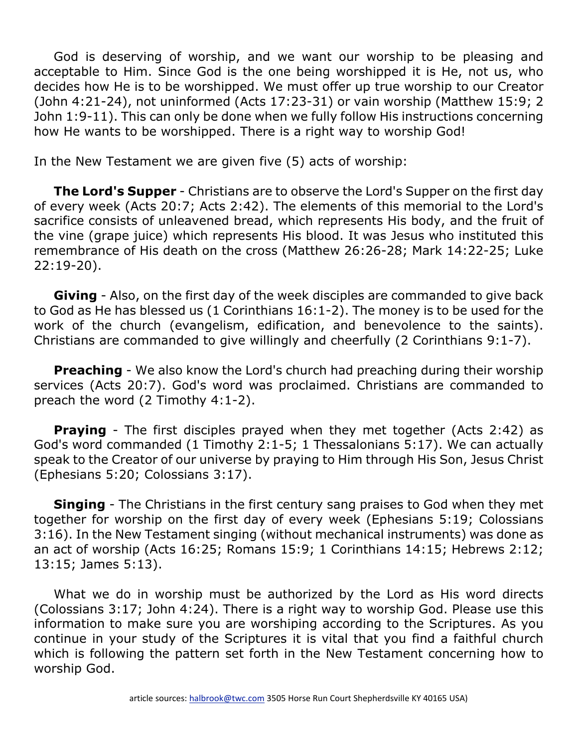God is deserving of worship, and we want our worship to be pleasing and acceptable to Him. Since God is the one being worshipped it is He, not us, who decides how He is to be worshipped. We must offer up true worship to our Creator (John 4:21-24), not uninformed (Acts 17:23-31) or vain worship (Matthew 15:9; 2 John 1:9-11). This can only be done when we fully follow His instructions concerning how He wants to be worshipped. There is a right way to worship God!

In the New Testament we are given five (5) acts of worship:

**The Lord's Supper** - Christians are to observe the Lord's Supper on the first day of every week (Acts 20:7; Acts 2:42). The elements of this memorial to the Lord's sacrifice consists of unleavened bread, which represents His body, and the fruit of the vine (grape juice) which represents His blood. It was Jesus who instituted this remembrance of His death on the cross (Matthew 26:26-28; Mark 14:22-25; Luke 22:19-20).

**Giving** - Also, on the first day of the week disciples are commanded to give back to God as He has blessed us (1 Corinthians 16:1-2). The money is to be used for the work of the church (evangelism, edification, and benevolence to the saints). Christians are commanded to give willingly and cheerfully (2 Corinthians 9:1-7).

**Preaching** - We also know the Lord's church had preaching during their worship services (Acts 20:7). God's word was proclaimed. Christians are commanded to preach the word (2 Timothy 4:1-2).

**Praying** - The first disciples prayed when they met together (Acts 2:42) as God's word commanded (1 Timothy 2:1-5; 1 Thessalonians 5:17). We can actually speak to the Creator of our universe by praying to Him through His Son, Jesus Christ (Ephesians 5:20; Colossians 3:17).

**Singing** - The Christians in the first century sang praises to God when they met together for worship on the first day of every week (Ephesians 5:19; Colossians 3:16). In the New Testament singing (without mechanical instruments) was done as an act of worship (Acts 16:25; Romans 15:9; 1 Corinthians 14:15; Hebrews 2:12; 13:15; James 5:13).

What we do in worship must be authorized by the Lord as His word directs (Colossians 3:17; John 4:24). There is a right way to worship God. Please use this information to make sure you are worshiping according to the Scriptures. As you continue in your study of the Scriptures it is vital that you find a faithful church which is following the pattern set forth in the New Testament concerning how to worship God.

article sources: halbrook@twc.com 3505 Horse Run Court Shepherdsville KY 40165 USA)